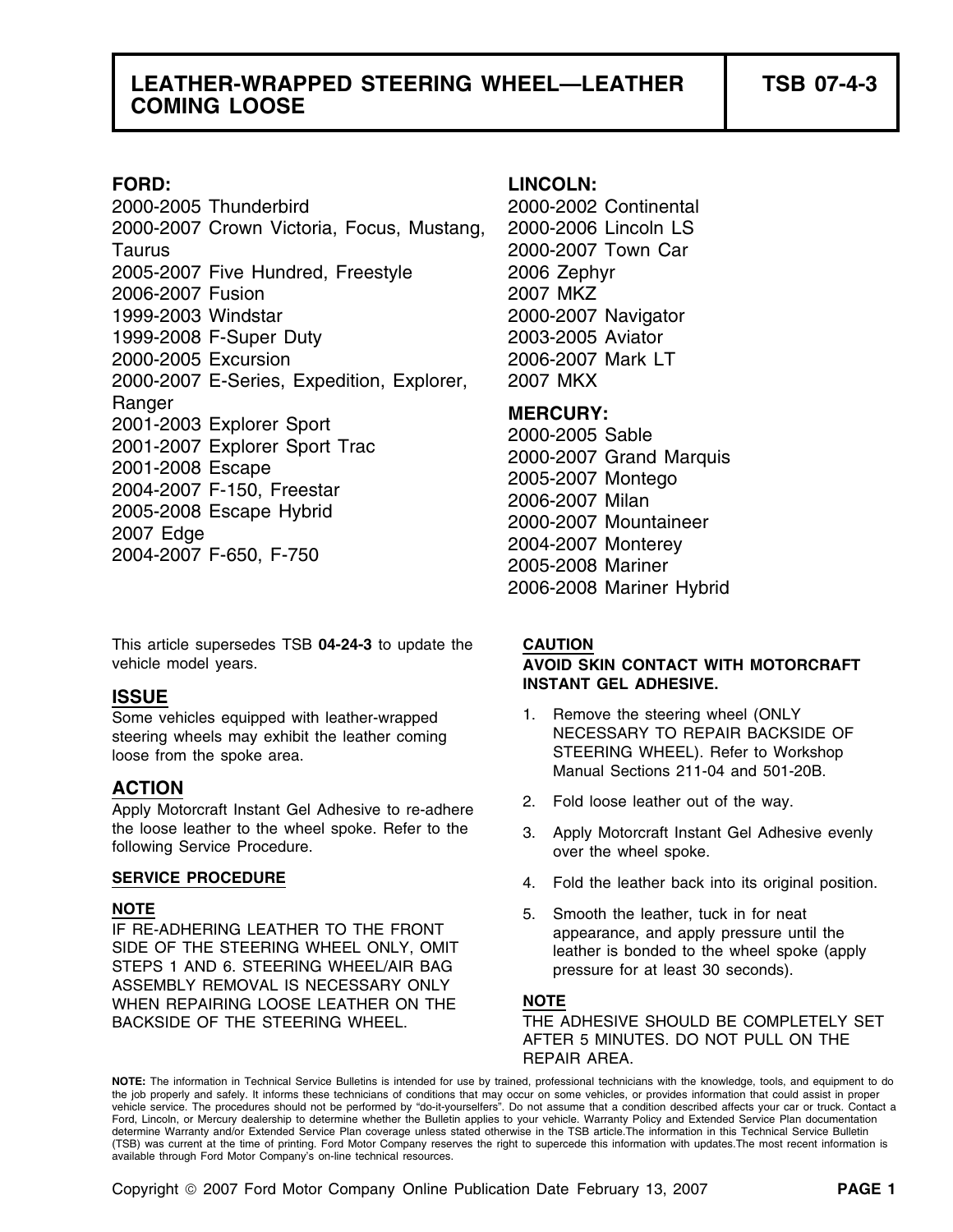# LEATHER-WRAPPED STEERING WHEEL—LEATHER COMING LOOSE

**TSB 07-4-3**

**FORD:**

2000-2005 Thunderbird
2000-2007 Crown Victoria, Focus, Mustang, Taurus
2005-2007 Five Hundred, Freestyle
2006-2007 Fusion
1999-2003 Windstar
1999-2008 F-Super Duty
2000-2005 Excursion
2000-2007 E-Series, Expedition, Explorer, Ranger
2001-2003 Explorer Sport
2001-2007 Explorer Sport Trac
2001-2008 Escape
2004-2007 F-150, Freestar
2005-2008 Escape Hybrid
2007 Edge
2004-2007 F-650, F-750

**LINCOLN:**

2000-2002 Continental
2000-2006 Lincoln LS
2000-2007 Town Car
2006 Zephyr
2007 MKZ
2000-2007 Navigator
2003-2005 Aviator
2006-2007 Mark LT
2007 MKX

**MERCURY:**

2000-2005 Sable
2000-2007 Grand Marquis
2005-2007 Montego
2006-2007 Milan
2000-2007 Mountaineer
2004-2007 Monterey
2005-2008 Mariner
2006-2008 Mariner Hybrid

This article supersedes TSB **04-24-3** to update the vehicle model years.

## ISSUE

Some vehicles equipped with leather-wrapped steering wheels may exhibit the leather coming loose from the spoke area.

## ACTION

Apply Motorcraft Instant Gel Adhesive to re-adhere the loose leather to the wheel spoke. Refer to the following Service Procedure.

### SERVICE PROCEDURE

**NOTE**

IF RE-ADHERING LEATHER TO THE FRONT SIDE OF THE STEERING WHEEL ONLY, OMIT STEPS 1 AND 6. STEERING WHEEL/AIR BAG ASSEMBLY REMOVAL IS NECESSARY ONLY WHEN REPAIRING LOOSE LEATHER ON THE BACKSIDE OF THE STEERING WHEEL.

**CAUTION**

**AVOID SKIN CONTACT WITH MOTORCRAFT INSTANT GEL ADHESIVE.**

1. Remove the steering wheel (ONLY NECESSARY TO REPAIR BACKSIDE OF STEERING WHEEL). Refer to Workshop Manual Sections 211-04 and 501-20B.
2. Fold loose leather out of the way.
3. Apply Motorcraft Instant Gel Adhesive evenly over the wheel spoke.
4. Fold the leather back into its original position.
5. Smooth the leather, tuck in for neat appearance, and apply pressure until the leather is bonded to the wheel spoke (apply pressure for at least 30 seconds).

**NOTE**

THE ADHESIVE SHOULD BE COMPLETELY SET AFTER 5 MINUTES. DO NOT PULL ON THE REPAIR AREA.

**NOTE:** The information in Technical Service Bulletins is intended for use by trained, professional technicians with the knowledge, tools, and equipment to do the job properly and safely. It informs these technicians of conditions that may occur on some vehicles, or provides information that could assist in proper vehicle service. The procedures should not be performed by "do-it-yourselfers". Do not assume that a condition described affects your car or truck. Contact a Ford, Lincoln, or Mercury dealership to determine whether the Bulletin applies to your vehicle. Warranty Policy and Extended Service Plan documentation determine Warranty and/or Extended Service Plan coverage unless stated otherwise in the TSB article.The information in this Technical Service Bulletin (TSB) was current at the time of printing. Ford Motor Company reserves the right to supercede this information with updates.The most recent information is available through Ford Motor Company's on-line technical resources.

Copyright © 2007 Ford Motor Company Online Publication Date February 13, 2007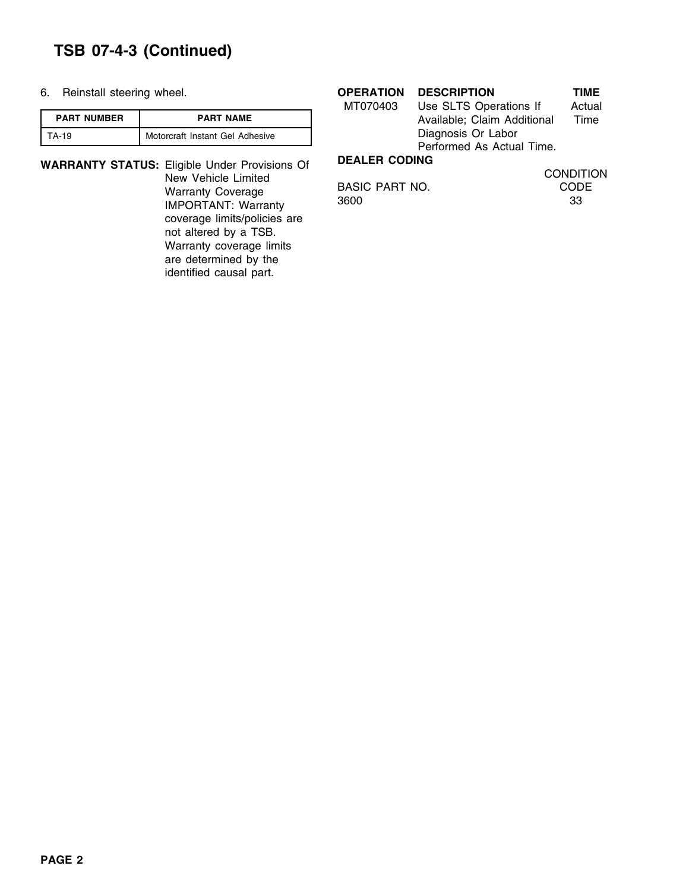# TSB 07-4-3 (Continued)

6. Reinstall steering wheel.

| PART NUMBER | PART NAME |
|---|---|
| TA-19 | Motorcraft Instant Gel Adhesive |

**WARRANTY STATUS:** Eligible Under Provisions Of New Vehicle Limited Warranty Coverage IMPORTANT: Warranty coverage limits/policies are not altered by a TSB. Warranty coverage limits are determined by the identified causal part.

| OPERATION | DESCRIPTION | TIME |
|---|---|---|
| MT070403 | Use SLTS Operations If Available; Claim Additional Diagnosis Or Labor Performed As Actual Time. | Actual Time |

**DEALER CODING**

| BASIC PART NO. | CONDITION CODE |
|---|---|
| 3600 | 33 |